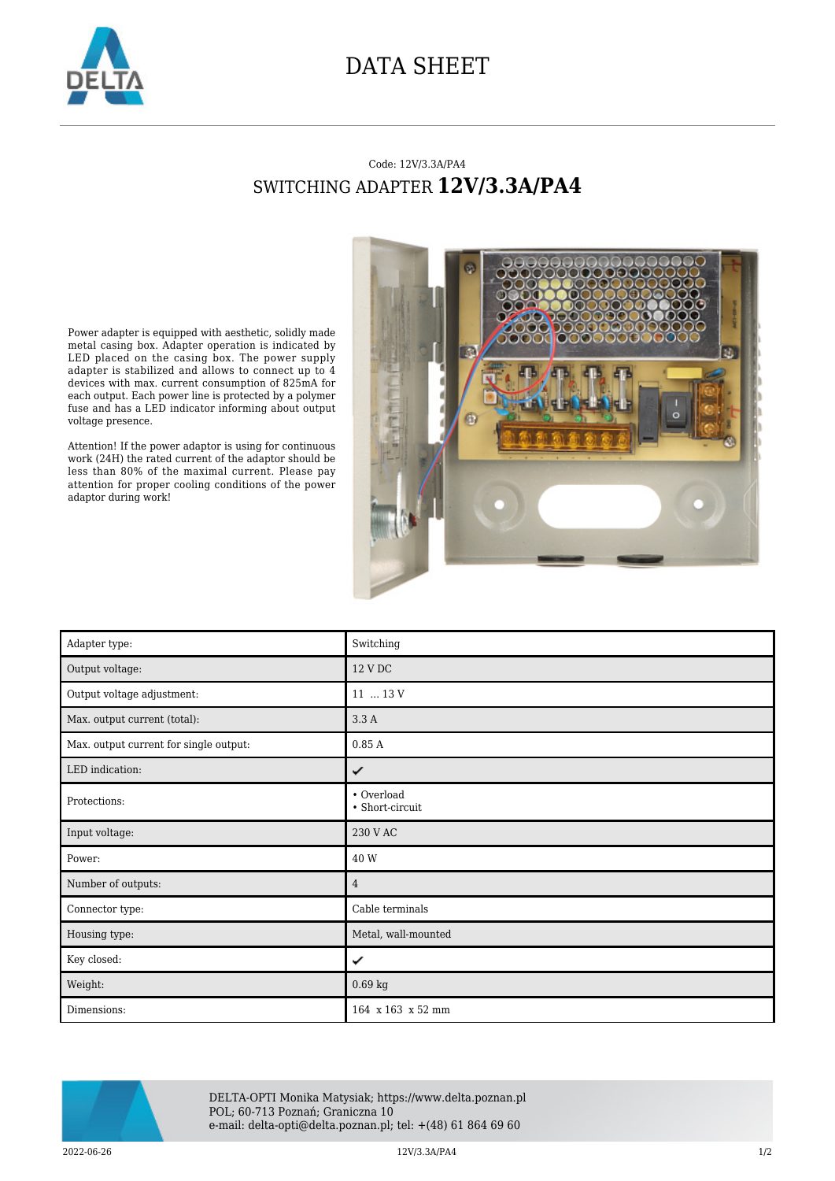# DATA SHEET

Code: 12V/3.3A/PA4

## SWITCHING ADAPTER **12V/3.3A/PA4**

Power adapter is equipped with aesthetic, solidly made metal casing box. Adapter operation is indicated by LED placed on the casing box. The power supply adapter is stabilized and allows to connect up to 4 devices with max. current consumption of 825mA for each output. Each power line is protected by a polymer fuse and has a LED indicator informing about output voltage presence.

Attention! If the power adaptor is using for continuous work (24H) the rated current of the adaptor should be less than 80% of the maximal current. Please pay attention for proper cooling conditions of the power adaptor during work!

| | |
|---|---|
| Adapter type: | Switching |
| Output voltage: | 12 V DC |
| Output voltage adjustment: | 11 ... 13 V |
| Max. output current (total): | 3.3 A |
| Max. output current for single output: | 0.85 A |
| LED indication: | ✔ |
| Protections: | • Overload<br>• Short-circuit |
| Input voltage: | 230 V AC |
| Power: | 40 W |
| Number of outputs: | 4 |
| Connector type: | Cable terminals |
| Housing type: | Metal, wall-mounted |
| Key closed: | ✔ |
| Weight: | 0.69 kg |
| Dimensions: | 164 x 163 x 52 mm |

DELTA-OPTI Monika Matysiak; https://www.delta.poznan.pl
POL; 60-713 Poznań; Graniczna 10
e-mail: delta-opti@delta.poznan.pl; tel: +(48) 61 864 69 60

2022-06-26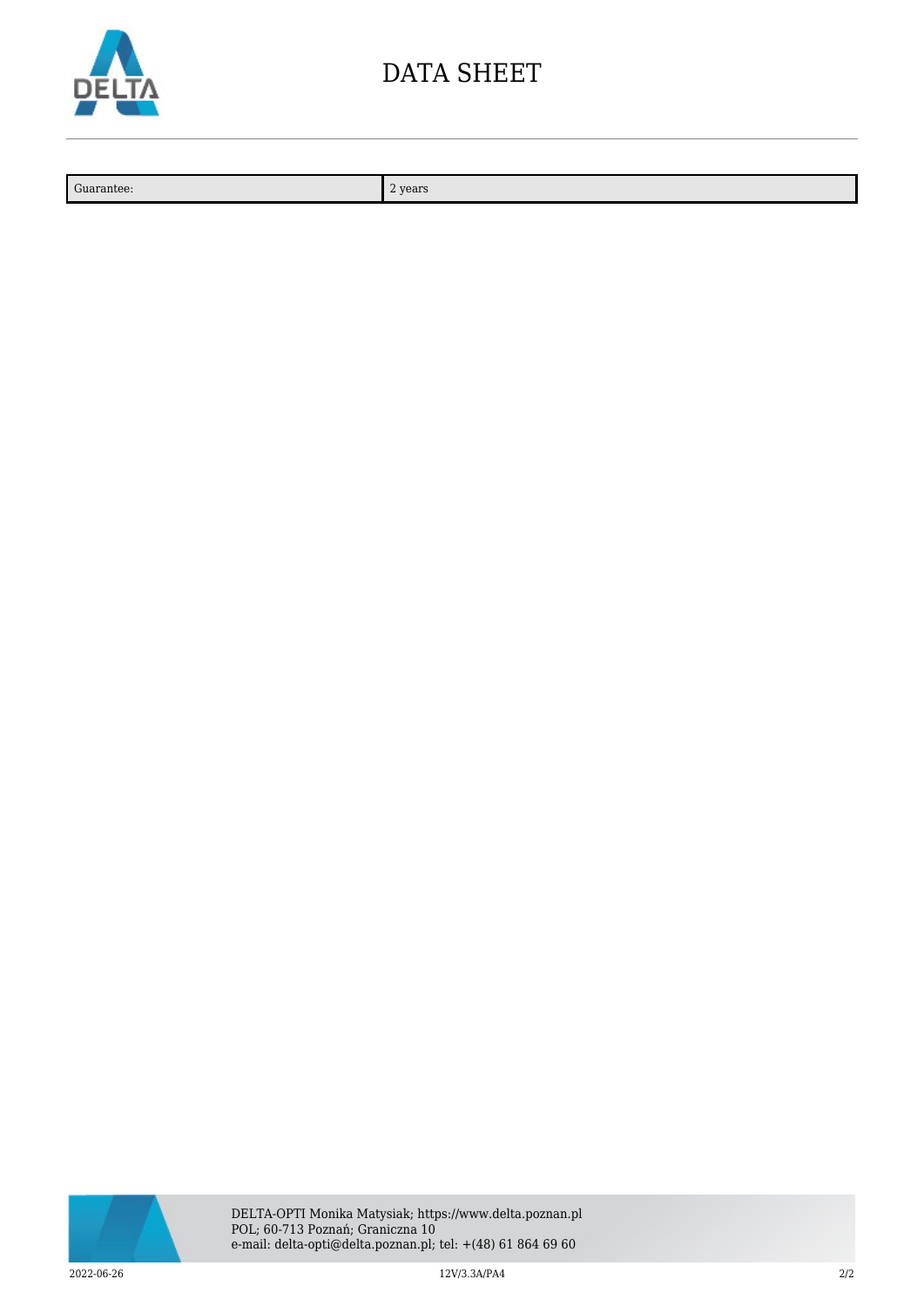| | |
|---|---|
| Guarantee: | 2 years |